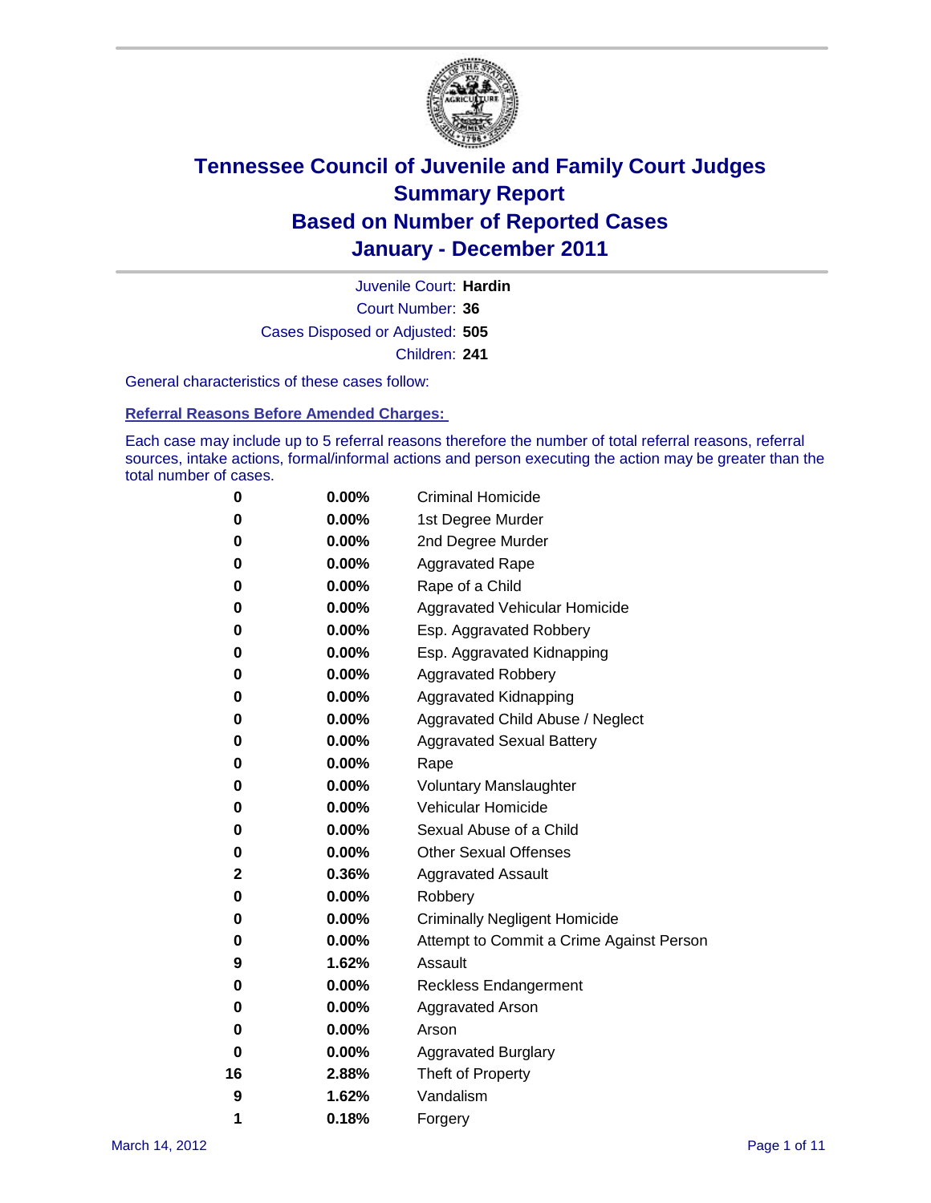# Tennessee Council of Juvenile and Family Court Judges
## Summary Report
## Based on Number of Reported Cases
## January - December 2011

Juvenile Court: **Hardin**

Court Number: **36**

Cases Disposed or Adjusted: **505**

Children: **241**

General characteristics of these cases follow:

### Referral Reasons Before Amended Charges:

Each case may include up to 5 referral reasons therefore the number of total referral reasons, referral sources, intake actions, formal/informal actions and person executing the action may be greater than the total number of cases.

| Count | Percent | Referral Reason |
|---|---|---|
| 0 | 0.00% | Criminal Homicide |
| 0 | 0.00% | 1st Degree Murder |
| 0 | 0.00% | 2nd Degree Murder |
| 0 | 0.00% | Aggravated Rape |
| 0 | 0.00% | Rape of a Child |
| 0 | 0.00% | Aggravated Vehicular Homicide |
| 0 | 0.00% | Esp. Aggravated Robbery |
| 0 | 0.00% | Esp. Aggravated Kidnapping |
| 0 | 0.00% | Aggravated Robbery |
| 0 | 0.00% | Aggravated Kidnapping |
| 0 | 0.00% | Aggravated Child Abuse / Neglect |
| 0 | 0.00% | Aggravated Sexual Battery |
| 0 | 0.00% | Rape |
| 0 | 0.00% | Voluntary Manslaughter |
| 0 | 0.00% | Vehicular Homicide |
| 0 | 0.00% | Sexual Abuse of a Child |
| 0 | 0.00% | Other Sexual Offenses |
| 2 | 0.36% | Aggravated Assault |
| 0 | 0.00% | Robbery |
| 0 | 0.00% | Criminally Negligent Homicide |
| 0 | 0.00% | Attempt to Commit a Crime Against Person |
| 9 | 1.62% | Assault |
| 0 | 0.00% | Reckless Endangerment |
| 0 | 0.00% | Aggravated Arson |
| 0 | 0.00% | Arson |
| 0 | 0.00% | Aggravated Burglary |
| 16 | 2.88% | Theft of Property |
| 9 | 1.62% | Vandalism |
| 1 | 0.18% | Forgery |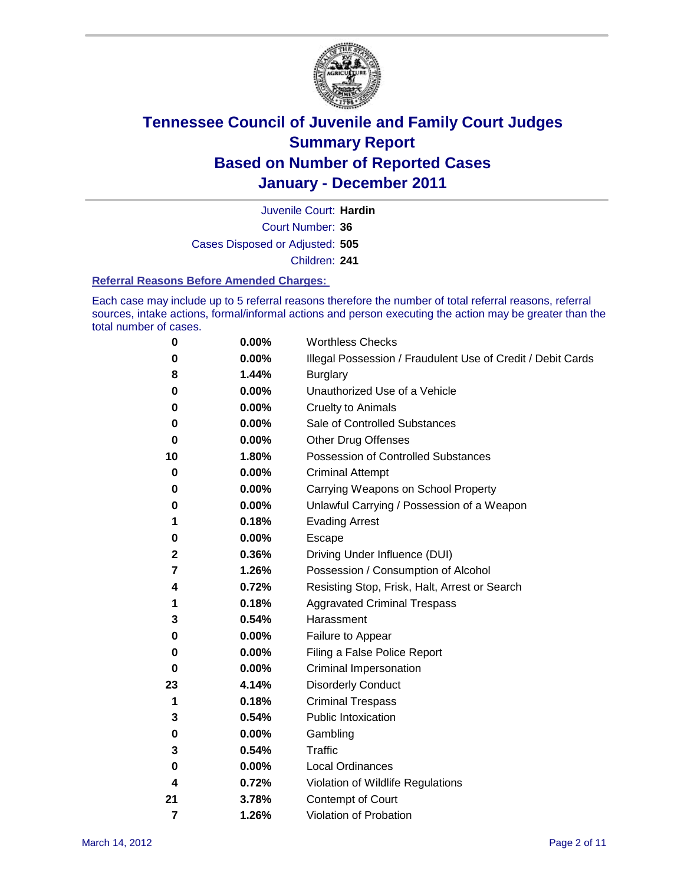# Tennessee Council of Juvenile and Family Court Judges
# Summary Report
# Based on Number of Reported Cases
# January - December 2011

Juvenile Court: **Hardin**
Court Number: **36**
Cases Disposed or Adjusted: **505**
Children: **241**

### Referral Reasons Before Amended Charges:

Each case may include up to 5 referral reasons therefore the number of total referral reasons, referral sources, intake actions, formal/informal actions and person executing the action may be greater than the total number of cases.

| | | |
|---|---|---|
| 0 | 0.00% | Worthless Checks |
| 0 | 0.00% | Illegal Possession / Fraudulent Use of Credit / Debit Cards |
| 8 | 1.44% | Burglary |
| 0 | 0.00% | Unauthorized Use of a Vehicle |
| 0 | 0.00% | Cruelty to Animals |
| 0 | 0.00% | Sale of Controlled Substances |
| 0 | 0.00% | Other Drug Offenses |
| 10 | 1.80% | Possession of Controlled Substances |
| 0 | 0.00% | Criminal Attempt |
| 0 | 0.00% | Carrying Weapons on School Property |
| 0 | 0.00% | Unlawful Carrying / Possession of a Weapon |
| 1 | 0.18% | Evading Arrest |
| 0 | 0.00% | Escape |
| 2 | 0.36% | Driving Under Influence (DUI) |
| 7 | 1.26% | Possession / Consumption of Alcohol |
| 4 | 0.72% | Resisting Stop, Frisk, Halt, Arrest or Search |
| 1 | 0.18% | Aggravated Criminal Trespass |
| 3 | 0.54% | Harassment |
| 0 | 0.00% | Failure to Appear |
| 0 | 0.00% | Filing a False Police Report |
| 0 | 0.00% | Criminal Impersonation |
| 23 | 4.14% | Disorderly Conduct |
| 1 | 0.18% | Criminal Trespass |
| 3 | 0.54% | Public Intoxication |
| 0 | 0.00% | Gambling |
| 3 | 0.54% | Traffic |
| 0 | 0.00% | Local Ordinances |
| 4 | 0.72% | Violation of Wildlife Regulations |
| 21 | 3.78% | Contempt of Court |
| 7 | 1.26% | Violation of Probation |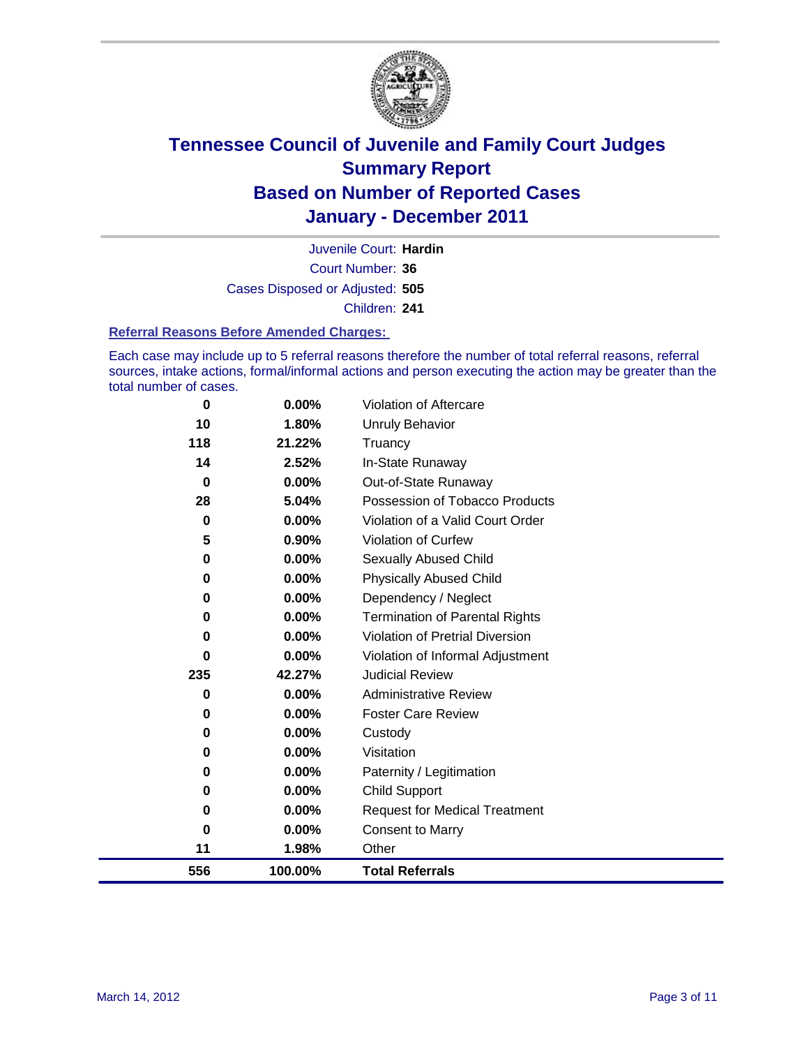# Tennessee Council of Juvenile and Family Court Judges
## Summary Report
## Based on Number of Reported Cases
## January - December 2011

Juvenile Court: **Hardin**

Court Number: **36**

Cases Disposed or Adjusted: **505**

Children: **241**

### Referral Reasons Before Amended Charges:

Each case may include up to 5 referral reasons therefore the number of total referral reasons, referral sources, intake actions, formal/informal actions and person executing the action may be greater than the total number of cases.

| Count | Percent | Referral Reason |
|---|---|---|
| 0 | 0.00% | Violation of Aftercare |
| 10 | 1.80% | Unruly Behavior |
| 118 | 21.22% | Truancy |
| 14 | 2.52% | In-State Runaway |
| 0 | 0.00% | Out-of-State Runaway |
| 28 | 5.04% | Possession of Tobacco Products |
| 0 | 0.00% | Violation of a Valid Court Order |
| 5 | 0.90% | Violation of Curfew |
| 0 | 0.00% | Sexually Abused Child |
| 0 | 0.00% | Physically Abused Child |
| 0 | 0.00% | Dependency / Neglect |
| 0 | 0.00% | Termination of Parental Rights |
| 0 | 0.00% | Violation of Pretrial Diversion |
| 0 | 0.00% | Violation of Informal Adjustment |
| 235 | 42.27% | Judicial Review |
| 0 | 0.00% | Administrative Review |
| 0 | 0.00% | Foster Care Review |
| 0 | 0.00% | Custody |
| 0 | 0.00% | Visitation |
| 0 | 0.00% | Paternity / Legitimation |
| 0 | 0.00% | Child Support |
| 0 | 0.00% | Request for Medical Treatment |
| 0 | 0.00% | Consent to Marry |
| 11 | 1.98% | Other |
| **556** | **100.00%** | **Total Referrals** |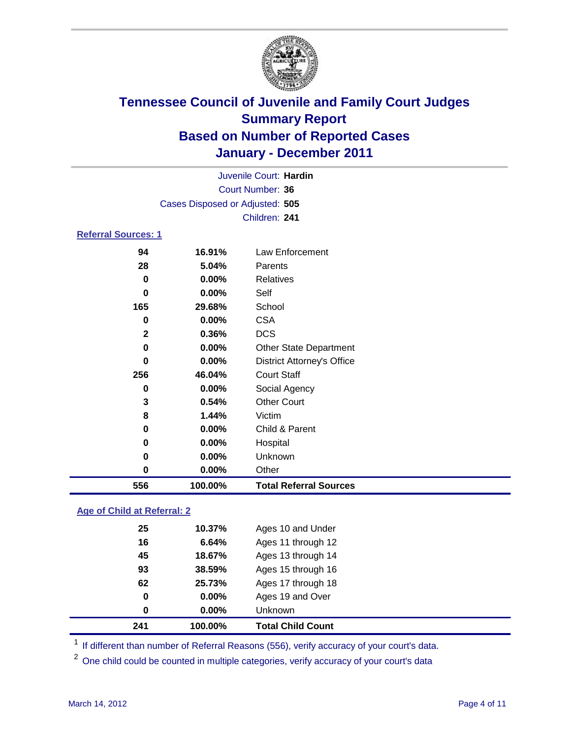# Tennessee Council of Juvenile and Family Court Judges
## Summary Report
## Based on Number of Reported Cases
## January - December 2011

Juvenile Court: **Hardin**

Court Number: **36**

Cases Disposed or Adjusted: **505**

Children: **241**

### Referral Sources: 1

| | | |
|---|---|---|
| 94 | 16.91% | Law Enforcement |
| 28 | 5.04% | Parents |
| 0 | 0.00% | Relatives |
| 0 | 0.00% | Self |
| 165 | 29.68% | School |
| 0 | 0.00% | CSA |
| 2 | 0.36% | DCS |
| 0 | 0.00% | Other State Department |
| 0 | 0.00% | District Attorney's Office |
| 256 | 46.04% | Court Staff |
| 0 | 0.00% | Social Agency |
| 3 | 0.54% | Other Court |
| 8 | 1.44% | Victim |
| 0 | 0.00% | Child & Parent |
| 0 | 0.00% | Hospital |
| 0 | 0.00% | Unknown |
| 0 | 0.00% | Other |
| **556** | **100.00%** | **Total Referral Sources** |

### Age of Child at Referral: 2

| | | |
|---|---|---|
| 25 | 10.37% | Ages 10 and Under |
| 16 | 6.64% | Ages 11 through 12 |
| 45 | 18.67% | Ages 13 through 14 |
| 93 | 38.59% | Ages 15 through 16 |
| 62 | 25.73% | Ages 17 through 18 |
| 0 | 0.00% | Ages 19 and Over |
| 0 | 0.00% | Unknown |
| **241** | **100.00%** | **Total Child Count** |

[1] If different than number of Referral Reasons (556), verify accuracy of your court's data.

[2] One child could be counted in multiple categories, verify accuracy of your court's data

March 14, 2012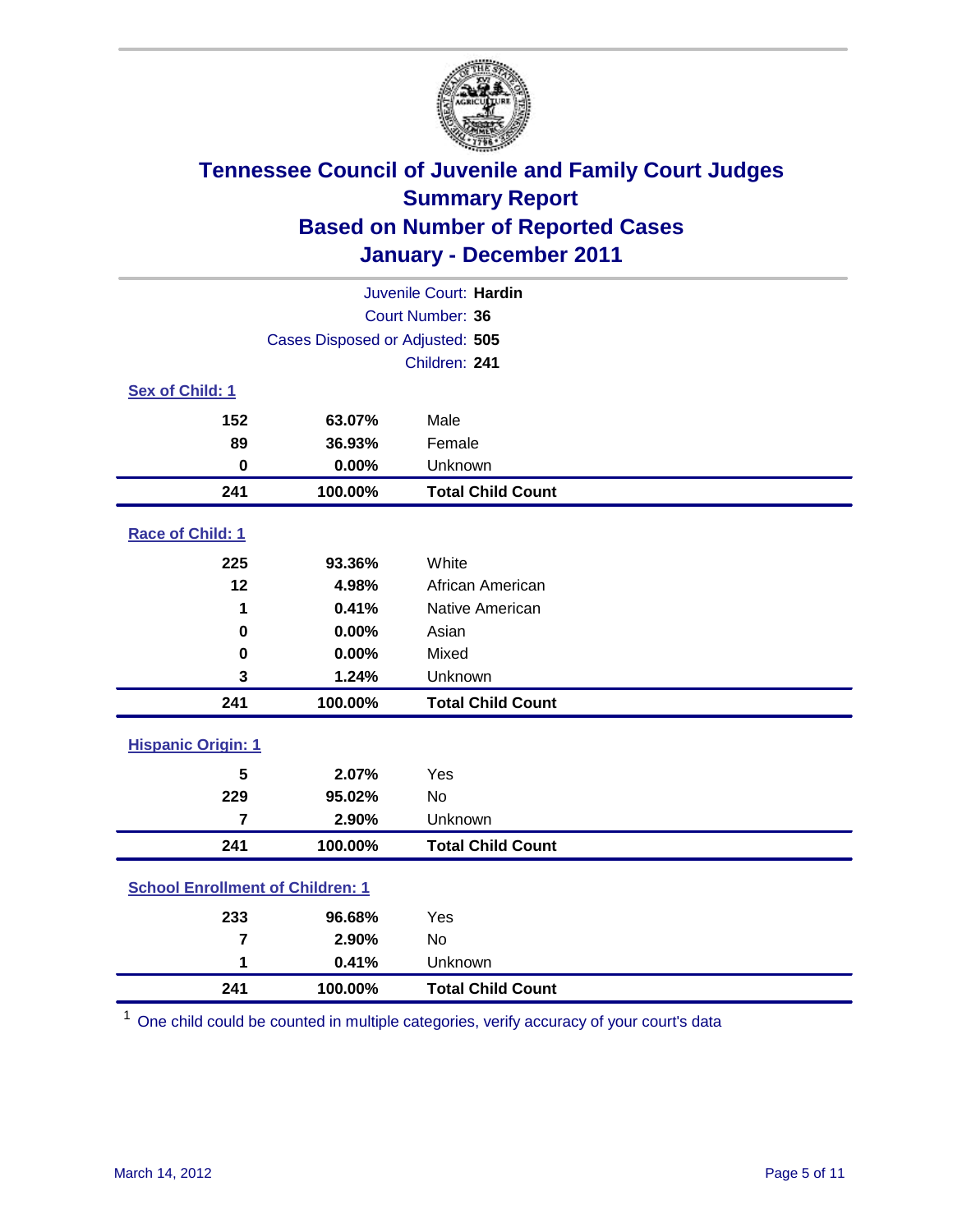# Tennessee Council of Juvenile and Family Court Judges
## Summary Report
## Based on Number of Reported Cases
## January - December 2011

Juvenile Court: **Hardin**
Court Number: **36**
Cases Disposed or Adjusted: **505**
Children: **241**

### Sex of Child: 1

| | | |
|---|---|---|
| 152 | 63.07% | Male |
| 89 | 36.93% | Female |
| 0 | 0.00% | Unknown |
| **241** | **100.00%** | **Total Child Count** |

### Race of Child: 1

| | | |
|---|---|---|
| 225 | 93.36% | White |
| 12 | 4.98% | African American |
| 1 | 0.41% | Native American |
| 0 | 0.00% | Asian |
| 0 | 0.00% | Mixed |
| 3 | 1.24% | Unknown |
| **241** | **100.00%** | **Total Child Count** |

### Hispanic Origin: 1

| | | |
|---|---|---|
| 5 | 2.07% | Yes |
| 229 | 95.02% | No |
| 7 | 2.90% | Unknown |
| **241** | **100.00%** | **Total Child Count** |

### School Enrollment of Children: 1

| | | |
|---|---|---|
| 233 | 96.68% | Yes |
| 7 | 2.90% | No |
| 1 | 0.41% | Unknown |
| **241** | **100.00%** | **Total Child Count** |

[1] One child could be counted in multiple categories, verify accuracy of your court's data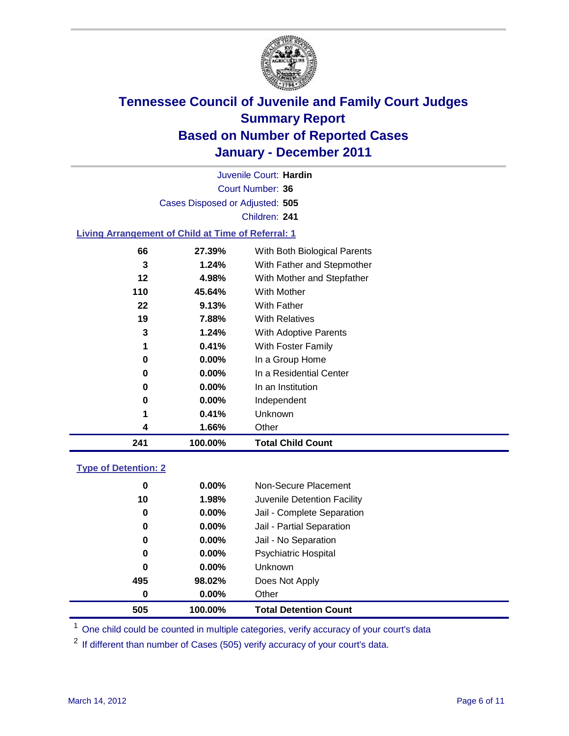# Tennessee Council of Juvenile and Family Court Judges
## Summary Report
## Based on Number of Reported Cases
## January - December 2011

Juvenile Court: **Hardin**

Court Number: **36**

Cases Disposed or Adjusted: **505**

Children: **241**

### Living Arrangement of Child at Time of Referral: 1

| | | |
|---|---|---|
| 66 | 27.39% | With Both Biological Parents |
| 3 | 1.24% | With Father and Stepmother |
| 12 | 4.98% | With Mother and Stepfather |
| 110 | 45.64% | With Mother |
| 22 | 9.13% | With Father |
| 19 | 7.88% | With Relatives |
| 3 | 1.24% | With Adoptive Parents |
| 1 | 0.41% | With Foster Family |
| 0 | 0.00% | In a Group Home |
| 0 | 0.00% | In a Residential Center |
| 0 | 0.00% | In an Institution |
| 0 | 0.00% | Independent |
| 1 | 0.41% | Unknown |
| 4 | 1.66% | Other |
| **241** | **100.00%** | **Total Child Count** |

### Type of Detention: 2

| | | |
|---|---|---|
| 0 | 0.00% | Non-Secure Placement |
| 10 | 1.98% | Juvenile Detention Facility |
| 0 | 0.00% | Jail - Complete Separation |
| 0 | 0.00% | Jail - Partial Separation |
| 0 | 0.00% | Jail - No Separation |
| 0 | 0.00% | Psychiatric Hospital |
| 0 | 0.00% | Unknown |
| 495 | 98.02% | Does Not Apply |
| 0 | 0.00% | Other |
| **505** | **100.00%** | **Total Detention Count** |

[1] One child could be counted in multiple categories, verify accuracy of your court's data

[2] If different than number of Cases (505) verify accuracy of your court's data.

March 14, 2012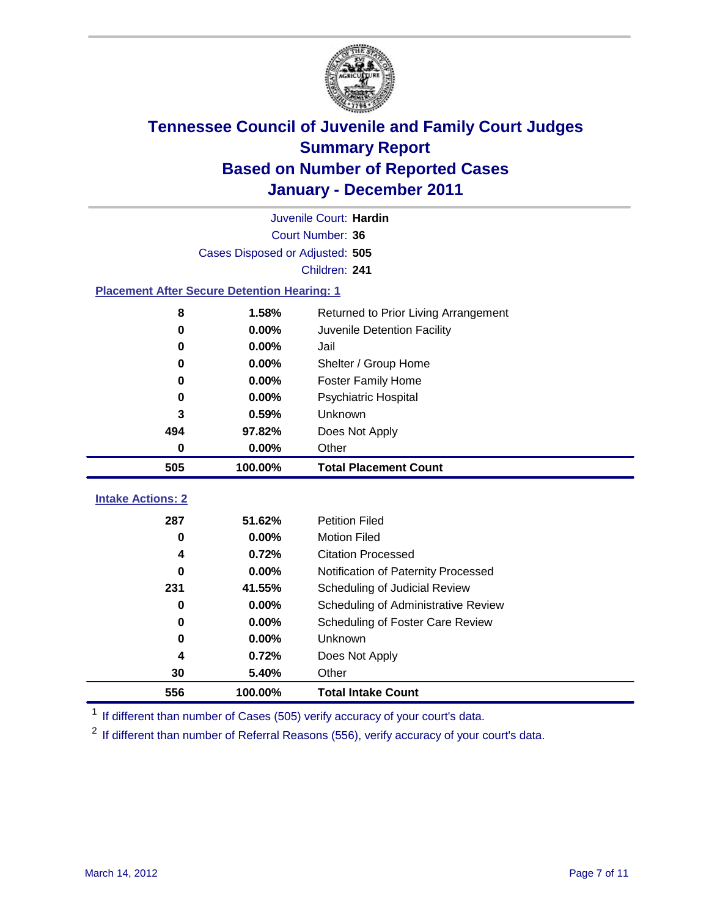# Tennessee Council of Juvenile and Family Court Judges
## Summary Report
## Based on Number of Reported Cases
## January - December 2011

Juvenile Court: **Hardin**
Court Number: **36**
Cases Disposed or Adjusted: **505**
Children: **241**

### Placement After Secure Detention Hearing: 1

| | | |
|---|---|---|
| 8 | 1.58% | Returned to Prior Living Arrangement |
| 0 | 0.00% | Juvenile Detention Facility |
| 0 | 0.00% | Jail |
| 0 | 0.00% | Shelter / Group Home |
| 0 | 0.00% | Foster Family Home |
| 0 | 0.00% | Psychiatric Hospital |
| 3 | 0.59% | Unknown |
| 494 | 97.82% | Does Not Apply |
| 0 | 0.00% | Other |
| **505** | **100.00%** | **Total Placement Count** |

### Intake Actions: 2

| | | |
|---|---|---|
| 287 | 51.62% | Petition Filed |
| 0 | 0.00% | Motion Filed |
| 4 | 0.72% | Citation Processed |
| 0 | 0.00% | Notification of Paternity Processed |
| 231 | 41.55% | Scheduling of Judicial Review |
| 0 | 0.00% | Scheduling of Administrative Review |
| 0 | 0.00% | Scheduling of Foster Care Review |
| 0 | 0.00% | Unknown |
| 4 | 0.72% | Does Not Apply |
| 30 | 5.40% | Other |
| **556** | **100.00%** | **Total Intake Count** |

[1] If different than number of Cases (505) verify accuracy of your court's data.

[2] If different than number of Referral Reasons (556), verify accuracy of your court's data.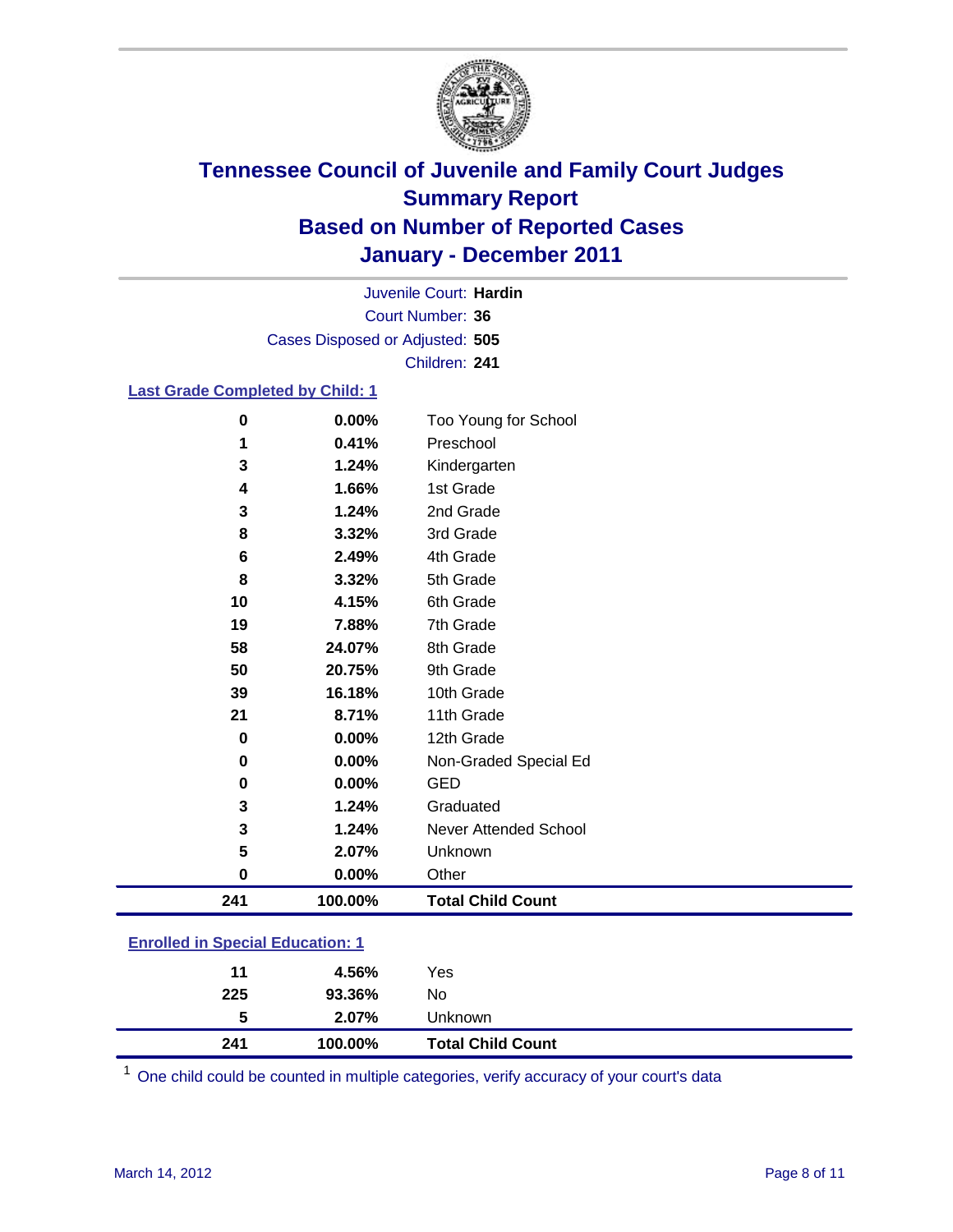# Tennessee Council of Juvenile and Family Court Judges
## Summary Report
## Based on Number of Reported Cases
## January - December 2011

Juvenile Court: **Hardin**
Court Number: **36**
Cases Disposed or Adjusted: **505**
Children: **241**

### Last Grade Completed by Child: 1

| Count | Percent | Category |
|---|---|---|
| 0 | 0.00% | Too Young for School |
| 1 | 0.41% | Preschool |
| 3 | 1.24% | Kindergarten |
| 4 | 1.66% | 1st Grade |
| 3 | 1.24% | 2nd Grade |
| 8 | 3.32% | 3rd Grade |
| 6 | 2.49% | 4th Grade |
| 8 | 3.32% | 5th Grade |
| 10 | 4.15% | 6th Grade |
| 19 | 7.88% | 7th Grade |
| 58 | 24.07% | 8th Grade |
| 50 | 20.75% | 9th Grade |
| 39 | 16.18% | 10th Grade |
| 21 | 8.71% | 11th Grade |
| 0 | 0.00% | 12th Grade |
| 0 | 0.00% | Non-Graded Special Ed |
| 0 | 0.00% | GED |
| 3 | 1.24% | Graduated |
| 3 | 1.24% | Never Attended School |
| 5 | 2.07% | Unknown |
| 0 | 0.00% | Other |
| **241** | **100.00%** | **Total Child Count** |

### Enrolled in Special Education: 1

| Count | Percent | Category |
|---|---|---|
| 11 | 4.56% | Yes |
| 225 | 93.36% | No |
| 5 | 2.07% | Unknown |
| **241** | **100.00%** | **Total Child Count** |

[1] One child could be counted in multiple categories, verify accuracy of your court's data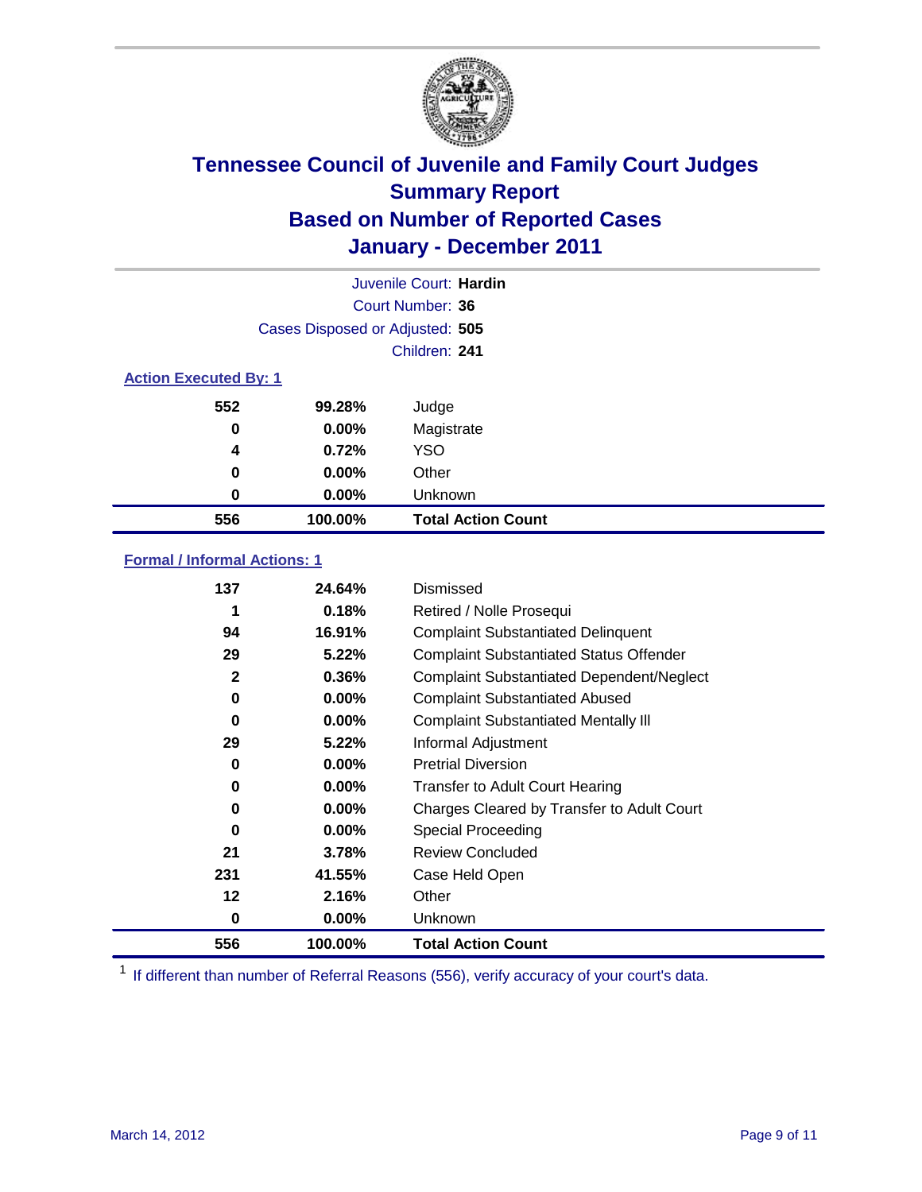# Tennessee Council of Juvenile and Family Court Judges
## Summary Report
## Based on Number of Reported Cases
## January - December 2011

Juvenile Court: **Hardin**

Court Number: **36**

Cases Disposed or Adjusted: **505**

Children: **241**

### Action Executed By: 1

| Count | Percent | Action |
|---|---|---|
| 552 | 99.28% | Judge |
| 0 | 0.00% | Magistrate |
| 4 | 0.72% | YSO |
| 0 | 0.00% | Other |
| 0 | 0.00% | Unknown |
| **556** | **100.00%** | **Total Action Count** |

### Formal / Informal Actions: 1

| Count | Percent | Action |
|---|---|---|
| 137 | 24.64% | Dismissed |
| 1 | 0.18% | Retired / Nolle Prosequi |
| 94 | 16.91% | Complaint Substantiated Delinquent |
| 29 | 5.22% | Complaint Substantiated Status Offender |
| 2 | 0.36% | Complaint Substantiated Dependent/Neglect |
| 0 | 0.00% | Complaint Substantiated Abused |
| 0 | 0.00% | Complaint Substantiated Mentally Ill |
| 29 | 5.22% | Informal Adjustment |
| 0 | 0.00% | Pretrial Diversion |
| 0 | 0.00% | Transfer to Adult Court Hearing |
| 0 | 0.00% | Charges Cleared by Transfer to Adult Court |
| 0 | 0.00% | Special Proceeding |
| 21 | 3.78% | Review Concluded |
| 231 | 41.55% | Case Held Open |
| 12 | 2.16% | Other |
| 0 | 0.00% | Unknown |
| **556** | **100.00%** | **Total Action Count** |

[1] If different than number of Referral Reasons (556), verify accuracy of your court's data.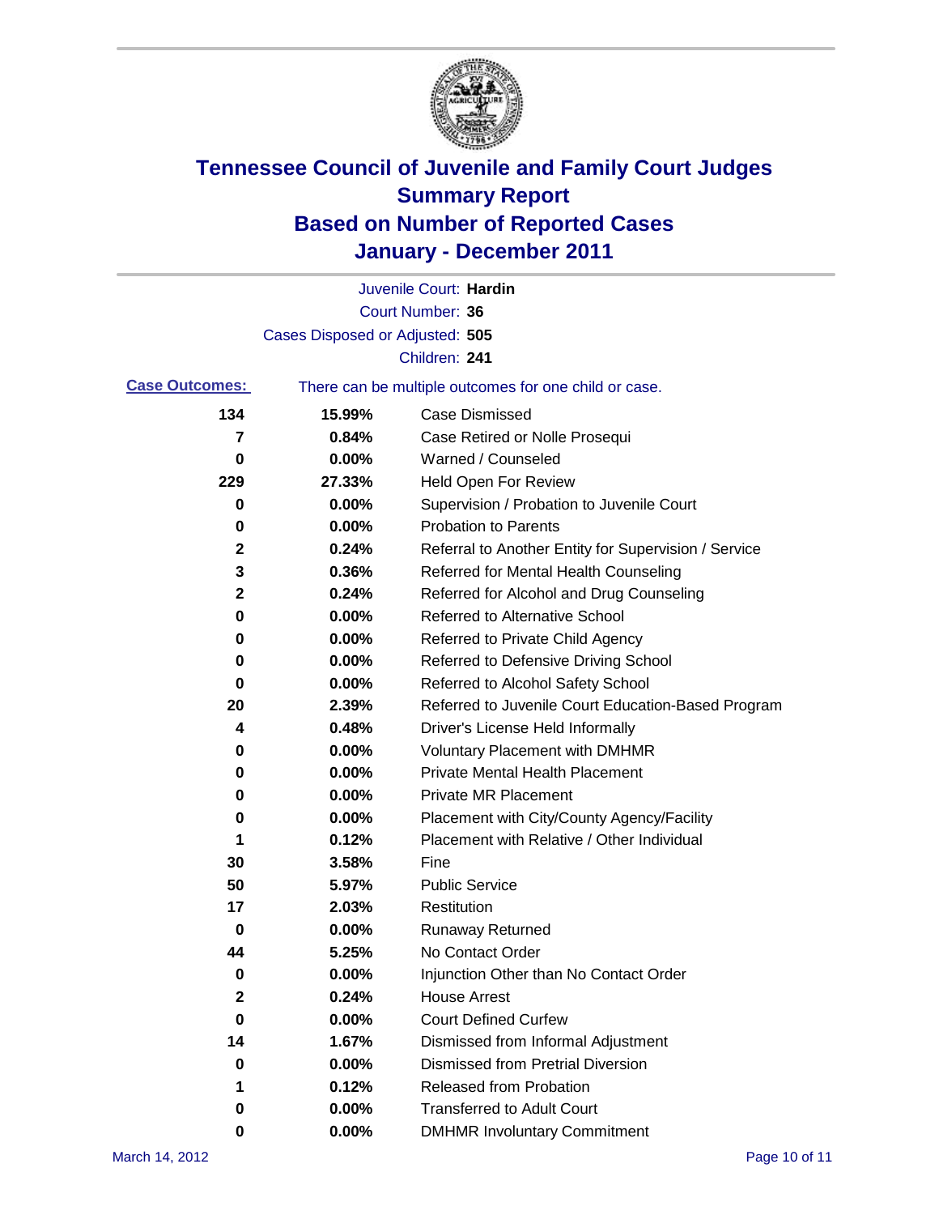# Tennessee Council of Juvenile and Family Court Judges
## Summary Report
## Based on Number of Reported Cases
## January - December 2011

Juvenile Court: **Hardin**
Court Number: **36**
Cases Disposed or Adjusted: **505**
Children: **241**

**Case Outcomes:** There can be multiple outcomes for one child or case.

| Count | Percent | Outcome |
|---|---|---|
| 134 | 15.99% | Case Dismissed |
| 7 | 0.84% | Case Retired or Nolle Prosequi |
| 0 | 0.00% | Warned / Counseled |
| 229 | 27.33% | Held Open For Review |
| 0 | 0.00% | Supervision / Probation to Juvenile Court |
| 0 | 0.00% | Probation to Parents |
| 2 | 0.24% | Referral to Another Entity for Supervision / Service |
| 3 | 0.36% | Referred for Mental Health Counseling |
| 2 | 0.24% | Referred for Alcohol and Drug Counseling |
| 0 | 0.00% | Referred to Alternative School |
| 0 | 0.00% | Referred to Private Child Agency |
| 0 | 0.00% | Referred to Defensive Driving School |
| 0 | 0.00% | Referred to Alcohol Safety School |
| 20 | 2.39% | Referred to Juvenile Court Education-Based Program |
| 4 | 0.48% | Driver's License Held Informally |
| 0 | 0.00% | Voluntary Placement with DMHMR |
| 0 | 0.00% | Private Mental Health Placement |
| 0 | 0.00% | Private MR Placement |
| 0 | 0.00% | Placement with City/County Agency/Facility |
| 1 | 0.12% | Placement with Relative / Other Individual |
| 30 | 3.58% | Fine |
| 50 | 5.97% | Public Service |
| 17 | 2.03% | Restitution |
| 0 | 0.00% | Runaway Returned |
| 44 | 5.25% | No Contact Order |
| 0 | 0.00% | Injunction Other than No Contact Order |
| 2 | 0.24% | House Arrest |
| 0 | 0.00% | Court Defined Curfew |
| 14 | 1.67% | Dismissed from Informal Adjustment |
| 0 | 0.00% | Dismissed from Pretrial Diversion |
| 1 | 0.12% | Released from Probation |
| 0 | 0.00% | Transferred to Adult Court |
| 0 | 0.00% | DMHMR Involuntary Commitment |

March 14, 2012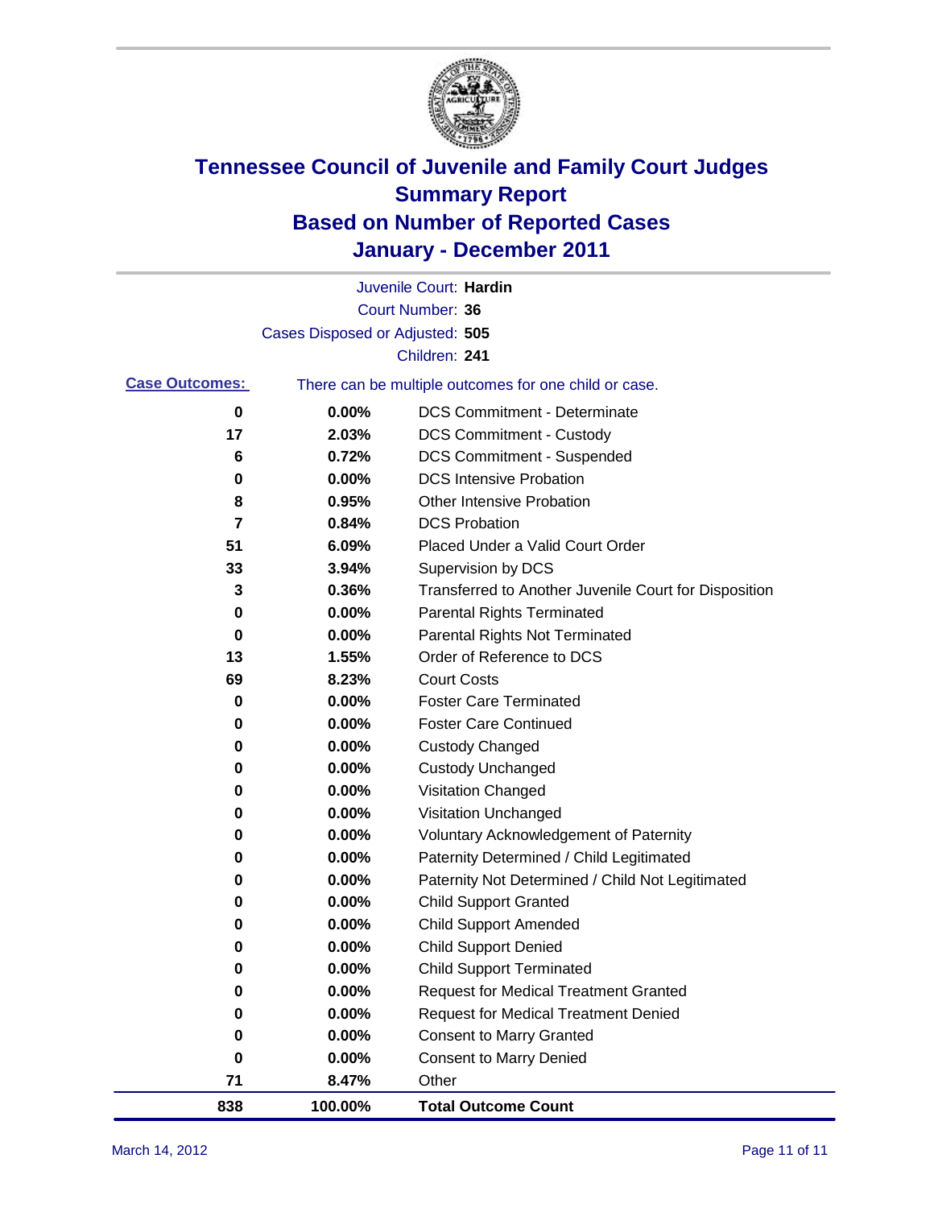# Tennessee Council of Juvenile and Family Court Judges
## Summary Report
## Based on Number of Reported Cases
## January - December 2011

Juvenile Court: **Hardin**

Court Number: **36**

Cases Disposed or Adjusted: **505**

Children: **241**

**Case Outcomes:** There can be multiple outcomes for one child or case.

| | | |
|---|---|---|
| 0 | 0.00% | DCS Commitment - Determinate |
| 17 | 2.03% | DCS Commitment - Custody |
| 6 | 0.72% | DCS Commitment - Suspended |
| 0 | 0.00% | DCS Intensive Probation |
| 8 | 0.95% | Other Intensive Probation |
| 7 | 0.84% | DCS Probation |
| 51 | 6.09% | Placed Under a Valid Court Order |
| 33 | 3.94% | Supervision by DCS |
| 3 | 0.36% | Transferred to Another Juvenile Court for Disposition |
| 0 | 0.00% | Parental Rights Terminated |
| 0 | 0.00% | Parental Rights Not Terminated |
| 13 | 1.55% | Order of Reference to DCS |
| 69 | 8.23% | Court Costs |
| 0 | 0.00% | Foster Care Terminated |
| 0 | 0.00% | Foster Care Continued |
| 0 | 0.00% | Custody Changed |
| 0 | 0.00% | Custody Unchanged |
| 0 | 0.00% | Visitation Changed |
| 0 | 0.00% | Visitation Unchanged |
| 0 | 0.00% | Voluntary Acknowledgement of Paternity |
| 0 | 0.00% | Paternity Determined / Child Legitimated |
| 0 | 0.00% | Paternity Not Determined / Child Not Legitimated |
| 0 | 0.00% | Child Support Granted |
| 0 | 0.00% | Child Support Amended |
| 0 | 0.00% | Child Support Denied |
| 0 | 0.00% | Child Support Terminated |
| 0 | 0.00% | Request for Medical Treatment Granted |
| 0 | 0.00% | Request for Medical Treatment Denied |
| 0 | 0.00% | Consent to Marry Granted |
| 0 | 0.00% | Consent to Marry Denied |
| 71 | 8.47% | Other |
| **838** | **100.00%** | **Total Outcome Count** |